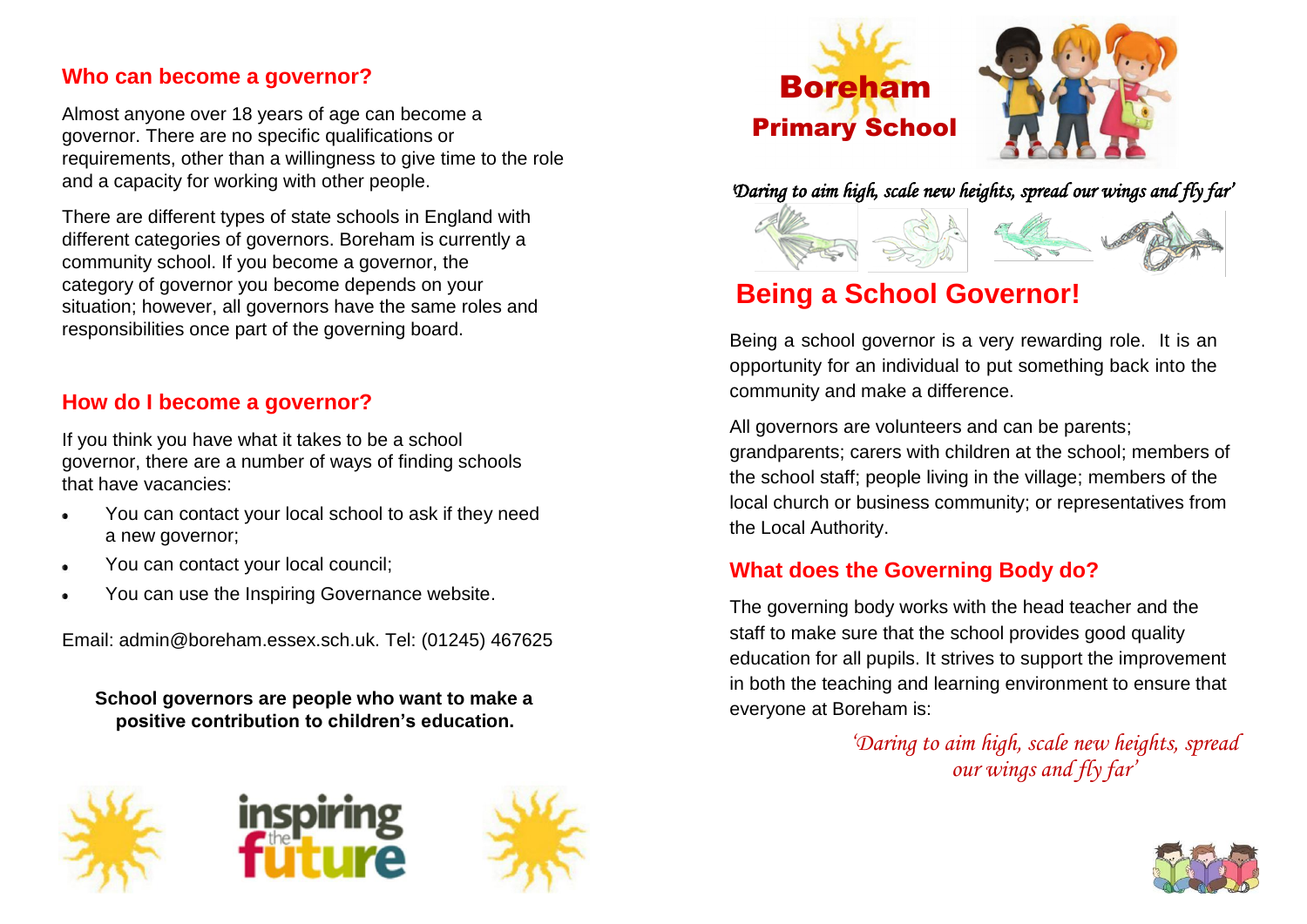# Boreham Primary School

*'Daring to aim high, scale new heights, spread our wings and fly far'*

## Being a School Governor!

Being a school governor is a very rewarding role. It is an opportunity for an individual to put something back into the community and make a difference.

All governors are volunteers and can be parents; grandparents; carers with children at the school; members of the school staff; people living in the village; members of the local church or business community; or representatives from the Local Authority.

### What does the Governing Body do?

The governing body works with the head teacher and the staff to make sure that the school provides good quality education for all pupils. It strives to support the improvement in both the teaching and learning environment to ensure that everyone at Boreham is:

*'Daring to aim high, scale new heights, spread our wings and fly far'*

### Who can become a governor?

Almost anyone over 18 years of age can become a governor. There are no specific qualifications or requirements, other than a willingness to give time to the role and a capacity for working with other people.

There are different types of state schools in England with different categories of governors. Boreham is currently a community school. If you become a governor, the category of governor you become depends on your situation; however, all governors have the same roles and responsibilities once part of the governing board.

### How do I become a governor?

If you think you have what it takes to be a school governor, there are a number of ways of finding schools that have vacancies:

- You can contact your local school to ask if they need a new governor;
- You can contact your local council;
- You can use the Inspiring Governance website.

Email: admin@boreham.essex.sch.uk. Tel: (01245) 467625

**School governors are people who want to make a positive contribution to children's education.**

inspiring the future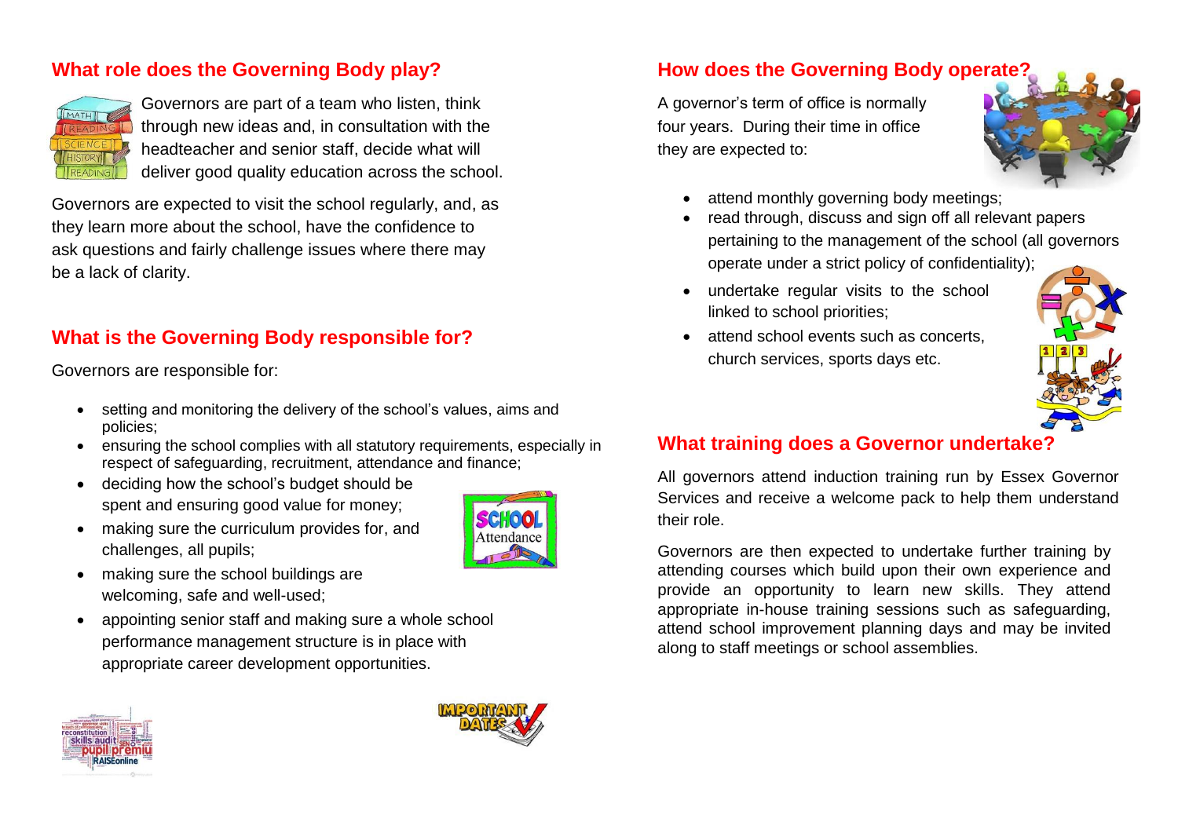## What role does the Governing Body play?

Governors are part of a team who listen, think through new ideas and, in consultation with the headteacher and senior staff, decide what will deliver good quality education across the school.

Governors are expected to visit the school regularly, and, as they learn more about the school, have the confidence to ask questions and fairly challenge issues where there may be a lack of clarity.

## What is the Governing Body responsible for?

Governors are responsible for:

- setting and monitoring the delivery of the school's values, aims and policies;
- ensuring the school complies with all statutory requirements, especially in respect of safeguarding, recruitment, attendance and finance;
- deciding how the school's budget should be spent and ensuring good value for money;
- making sure the curriculum provides for, and challenges, all pupils;
- making sure the school buildings are welcoming, safe and well-used;
- appointing senior staff and making sure a whole school performance management structure is in place with appropriate career development opportunities.

## How does the Governing Body operate?

A governor's term of office is normally four years. During their time in office they are expected to:

- attend monthly governing body meetings;
- read through, discuss and sign off all relevant papers pertaining to the management of the school (all governors operate under a strict policy of confidentiality);
- undertake regular visits to the school linked to school priorities;
- attend school events such as concerts, church services, sports days etc.

## What training does a Governor undertake?

All governors attend induction training run by Essex Governor Services and receive a welcome pack to help them understand their role.

Governors are then expected to undertake further training by attending courses which build upon their own experience and provide an opportunity to learn new skills. They attend appropriate in-house training sessions such as safeguarding, attend school improvement planning days and may be invited along to staff meetings or school assemblies.